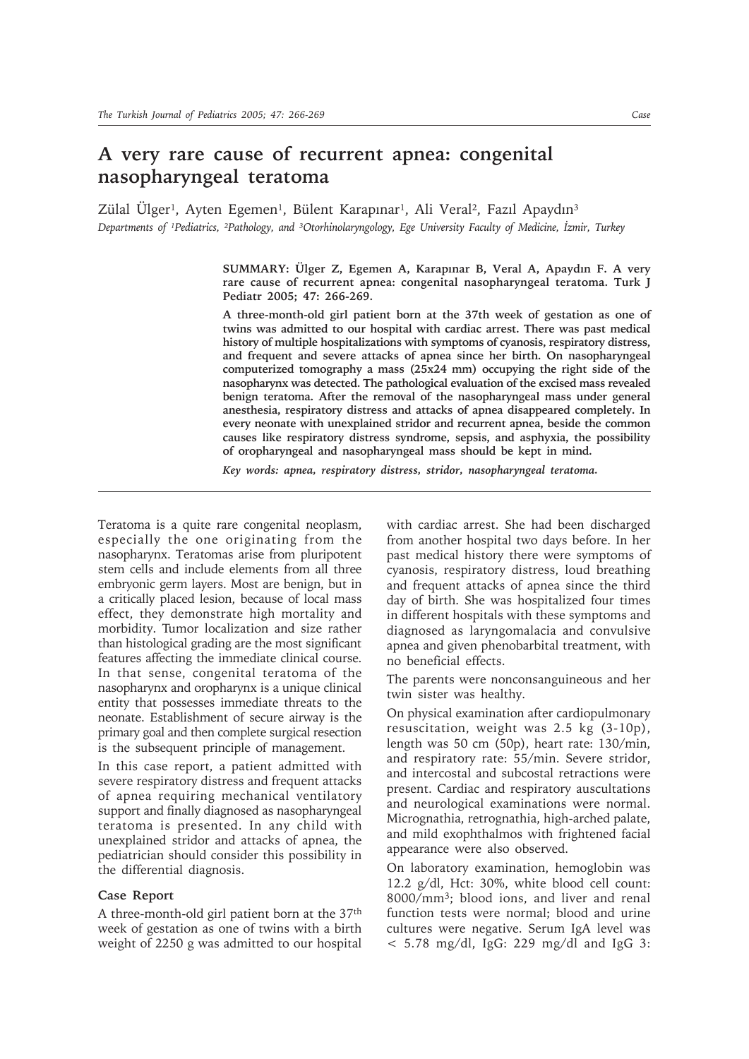# A very rare cause of recurrent apnea: congenital nasopharyngeal teratoma

Zülal Ülger[1], Ayten Egemen[1], Bülent Karapınar[1], Ali Veral[2], Fazıl Apaydın[3]

*Departments of [1]Pediatrics, [2]Pathology, and [3]Otorhinolaryngology, Ege University Faculty of Medicine, İzmir, Turkey*

**SUMMARY: Ülger Z, Egemen A, Karapınar B, Veral A, Apaydın F. A very rare cause of recurrent apnea: congenital nasopharyngeal teratoma. Turk J Pediatr 2005; 47: 266-269.**

**A three-month-old girl patient born at the 37th week of gestation as one of twins was admitted to our hospital with cardiac arrest. There was past medical history of multiple hospitalizations with symptoms of cyanosis, respiratory distress, and frequent and severe attacks of apnea since her birth. On nasopharyngeal computerized tomography a mass (25x24 mm) occupying the right side of the nasopharynx was detected. The pathological evaluation of the excised mass revealed benign teratoma. After the removal of the nasopharyngeal mass under general anesthesia, respiratory distress and attacks of apnea disappeared completely. In every neonate with unexplained stridor and recurrent apnea, beside the common causes like respiratory distress syndrome, sepsis, and asphyxia, the possibility of oropharyngeal and nasopharyngeal mass should be kept in mind.**

*Key words: apnea, respiratory distress, stridor, nasopharyngeal teratoma.*

---

Teratoma is a quite rare congenital neoplasm, especially the one originating from the nasopharynx. Teratomas arise from pluripotent stem cells and include elements from all three embryonic germ layers. Most are benign, but in a critically placed lesion, because of local mass effect, they demonstrate high mortality and morbidity. Tumor localization and size rather than histological grading are the most significant features affecting the immediate clinical course. In that sense, congenital teratoma of the nasopharynx and oropharynx is a unique clinical entity that possesses immediate threats to the neonate. Establishment of secure airway is the primary goal and then complete surgical resection is the subsequent principle of management.

In this case report, a patient admitted with severe respiratory distress and frequent attacks of apnea requiring mechanical ventilatory support and finally diagnosed as nasopharyngeal teratoma is presented. In any child with unexplained stridor and attacks of apnea, the pediatrician should consider this possibility in the differential diagnosis.

## Case Report

A three-month-old girl patient born at the 37th week of gestation as one of twins with a birth weight of 2250 g was admitted to our hospital with cardiac arrest. She had been discharged from another hospital two days before. In her past medical history there were symptoms of cyanosis, respiratory distress, loud breathing and frequent attacks of apnea since the third day of birth. She was hospitalized four times in different hospitals with these symptoms and diagnosed as laryngomalacia and convulsive apnea and given phenobarbital treatment, with no beneficial effects.

The parents were nonconsanguineous and her twin sister was healthy.

On physical examination after cardiopulmonary resuscitation, weight was 2.5 kg (3-10p), length was 50 cm (50p), heart rate: 130/min, and respiratory rate: 55/min. Severe stridor, and intercostal and subcostal retractions were present. Cardiac and respiratory auscultations and neurological examinations were normal. Micrognathia, retrognathia, high-arched palate, and mild exophthalmos with frightened facial appearance were also observed.

On laboratory examination, hemoglobin was 12.2 g/dl, Hct: 30%, white blood cell count: 8000/mm$^3$; blood ions, and liver and renal function tests were normal; blood and urine cultures were negative. Serum IgA level was $<$ 5.78 mg/dl, IgG: 229 mg/dl and IgG 3: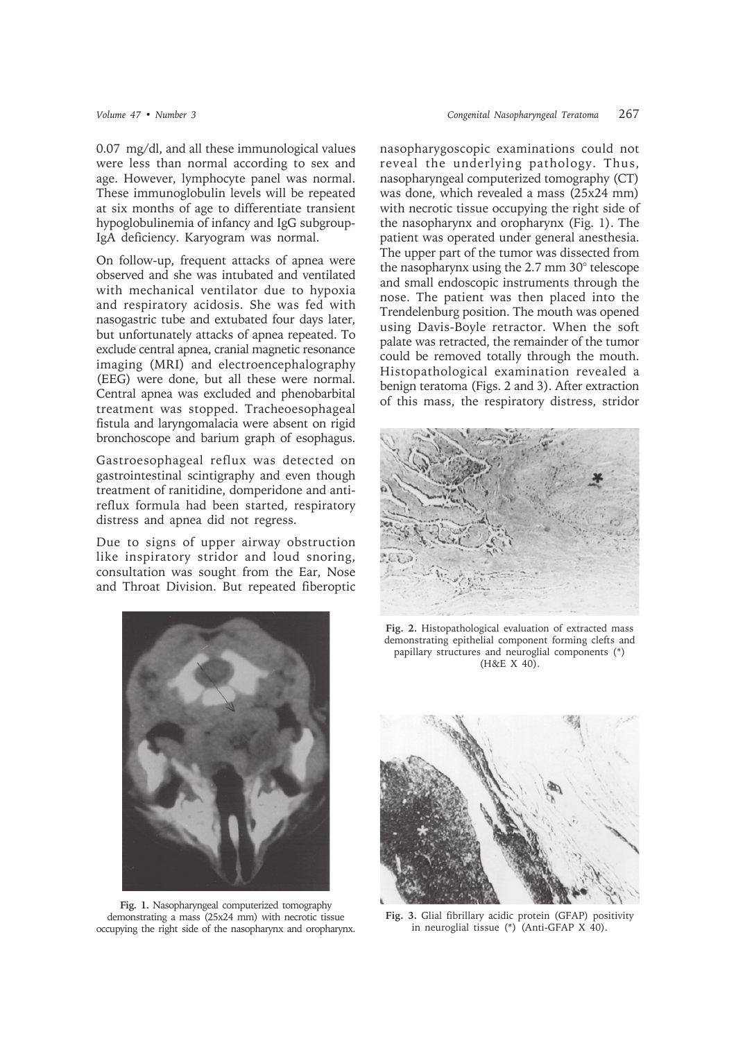0.07 mg/dl, and all these immunological values were less than normal according to sex and age. However, lymphocyte panel was normal. These immunoglobulin levels will be repeated at six months of age to differentiate transient hypoglobulinemia of infancy and IgG subgroup-IgA deficiency. Karyogram was normal.

On follow-up, frequent attacks of apnea were observed and she was intubated and ventilated with mechanical ventilator due to hypoxia and respiratory acidosis. She was fed with nasogastric tube and extubated four days later, but unfortunately attacks of apnea repeated. To exclude central apnea, cranial magnetic resonance imaging (MRI) and electroencephalography (EEG) were done, but all these were normal. Central apnea was excluded and phenobarbital treatment was stopped. Tracheoesophageal fistula and laryngomalacia were absent on rigid bronchoscope and barium graph of esophagus.

Gastroesophageal reflux was detected on gastrointestinal scintigraphy and even though treatment of ranitidine, domperidone and anti-reflux formula had been started, respiratory distress and apnea did not regress.

Due to signs of upper airway obstruction like inspiratory stridor and loud snoring, consultation was sought from the Ear, Nose and Throat Division. But repeated fiberoptic nasopharygoscopic examinations could not reveal the underlying pathology. Thus, nasopharyngeal computerized tomography (CT) was done, which revealed a mass (25x24 mm) with necrotic tissue occupying the right side of the nasopharynx and oropharynx (Fig. 1). The patient was operated under general anesthesia. The upper part of the tumor was dissected from the nasopharynx using the 2.7 mm 30° telescope and small endoscopic instruments through the nose. The patient was then placed into the Trendelenburg position. The mouth was opened using Davis-Boyle retractor. When the soft palate was retracted, the remainder of the tumor could be removed totally through the mouth. Histopathological examination revealed a benign teratoma (Figs. 2 and 3). After extraction of this mass, the respiratory distress, stridor

**Fig. 1.** Nasopharyngeal computerized tomography demonstrating a mass (25x24 mm) with necrotic tissue occupying the right side of the nasopharynx and oropharynx.

**Fig. 2.** Histopathological evaluation of extracted mass demonstrating epithelial component forming clefts and papillary structures and neuroglial components (*) (H&E X 40).

**Fig. 3.** Glial fibrillary acidic protein (GFAP) positivity in neuroglial tissue (*) (Anti-GFAP X 40).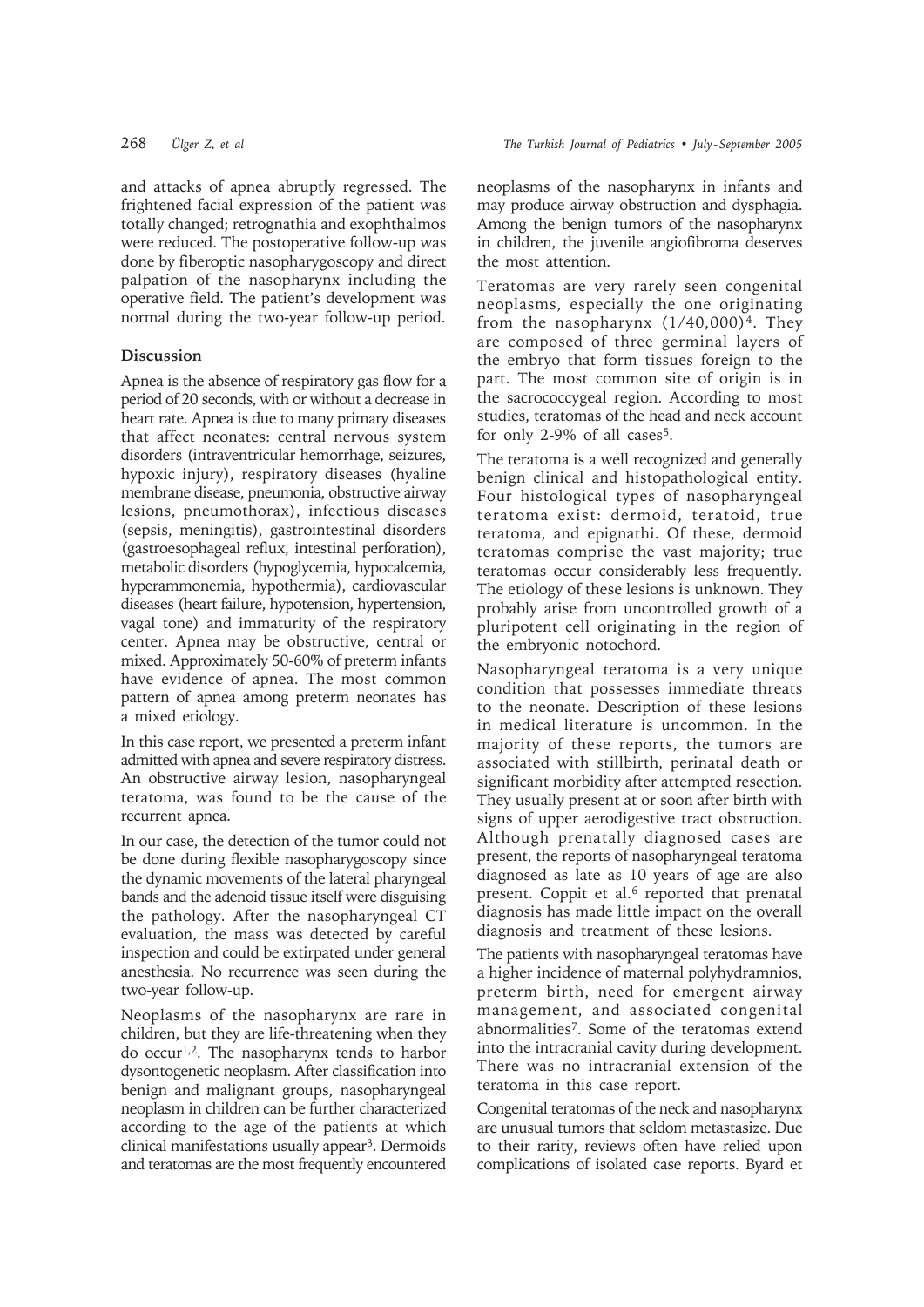and attacks of apnea abruptly regressed. The frightened facial expression of the patient was totally changed; retrognathia and exophthalmos were reduced. The postoperative follow-up was done by fiberoptic nasopharygoscopy and direct palpation of the nasopharynx including the operative field. The patient's development was normal during the two-year follow-up period.

## Discussion

Apnea is the absence of respiratory gas flow for a period of 20 seconds, with or without a decrease in heart rate. Apnea is due to many primary diseases that affect neonates: central nervous system disorders (intraventricular hemorrhage, seizures, hypoxic injury), respiratory diseases (hyaline membrane disease, pneumonia, obstructive airway lesions, pneumothorax), infectious diseases (sepsis, meningitis), gastrointestinal disorders (gastroesophageal reflux, intestinal perforation), metabolic disorders (hypoglycemia, hypocalcemia, hyperammonemia, hypothermia), cardiovascular diseases (heart failure, hypotension, hypertension, vagal tone) and immaturity of the respiratory center. Apnea may be obstructive, central or mixed. Approximately 50-60% of preterm infants have evidence of apnea. The most common pattern of apnea among preterm neonates has a mixed etiology.

In this case report, we presented a preterm infant admitted with apnea and severe respiratory distress. An obstructive airway lesion, nasopharyngeal teratoma, was found to be the cause of the recurrent apnea.

In our case, the detection of the tumor could not be done during flexible nasopharygoscopy since the dynamic movements of the lateral pharyngeal bands and the adenoid tissue itself were disguising the pathology. After the nasopharyngeal CT evaluation, the mass was detected by careful inspection and could be extirpated under general anesthesia. No recurrence was seen during the two-year follow-up.

Neoplasms of the nasopharynx are rare in children, but they are life-threatening when they do occur[1,2]. The nasopharynx tends to harbor dysontogenetic neoplasm. After classification into benign and malignant groups, nasopharyngeal neoplasm in children can be further characterized according to the age of the patients at which clinical manifestations usually appear[3]. Dermoids and teratomas are the most frequently encountered neoplasms of the nasopharynx in infants and may produce airway obstruction and dysphagia. Among the benign tumors of the nasopharynx in children, the juvenile angiofibroma deserves the most attention.

Teratomas are very rarely seen congenital neoplasms, especially the one originating from the nasopharynx (1/40,000)[4]. They are composed of three germinal layers of the embryo that form tissues foreign to the part. The most common site of origin is in the sacrococcygeal region. According to most studies, teratomas of the head and neck account for only 2-9% of all cases[5].

The teratoma is a well recognized and generally benign clinical and histopathological entity. Four histological types of nasopharyngeal teratoma exist: dermoid, teratoid, true teratoma, and epignathi. Of these, dermoid teratomas comprise the vast majority; true teratomas occur considerably less frequently. The etiology of these lesions is unknown. They probably arise from uncontrolled growth of a pluripotent cell originating in the region of the embryonic notochord.

Nasopharyngeal teratoma is a very unique condition that possesses immediate threats to the neonate. Description of these lesions in medical literature is uncommon. In the majority of these reports, the tumors are associated with stillbirth, perinatal death or significant morbidity after attempted resection. They usually present at or soon after birth with signs of upper aerodigestive tract obstruction. Although prenatally diagnosed cases are present, the reports of nasopharyngeal teratoma diagnosed as late as 10 years of age are also present. Coppit et al.[6] reported that prenatal diagnosis has made little impact on the overall diagnosis and treatment of these lesions.

The patients with nasopharyngeal teratomas have a higher incidence of maternal polyhydramnios, preterm birth, need for emergent airway management, and associated congenital abnormalities[7]. Some of the teratomas extend into the intracranial cavity during development. There was no intracranial extension of the teratoma in this case report.

Congenital teratomas of the neck and nasopharynx are unusual tumors that seldom metastasize. Due to their rarity, reviews often have relied upon complications of isolated case reports. Byard et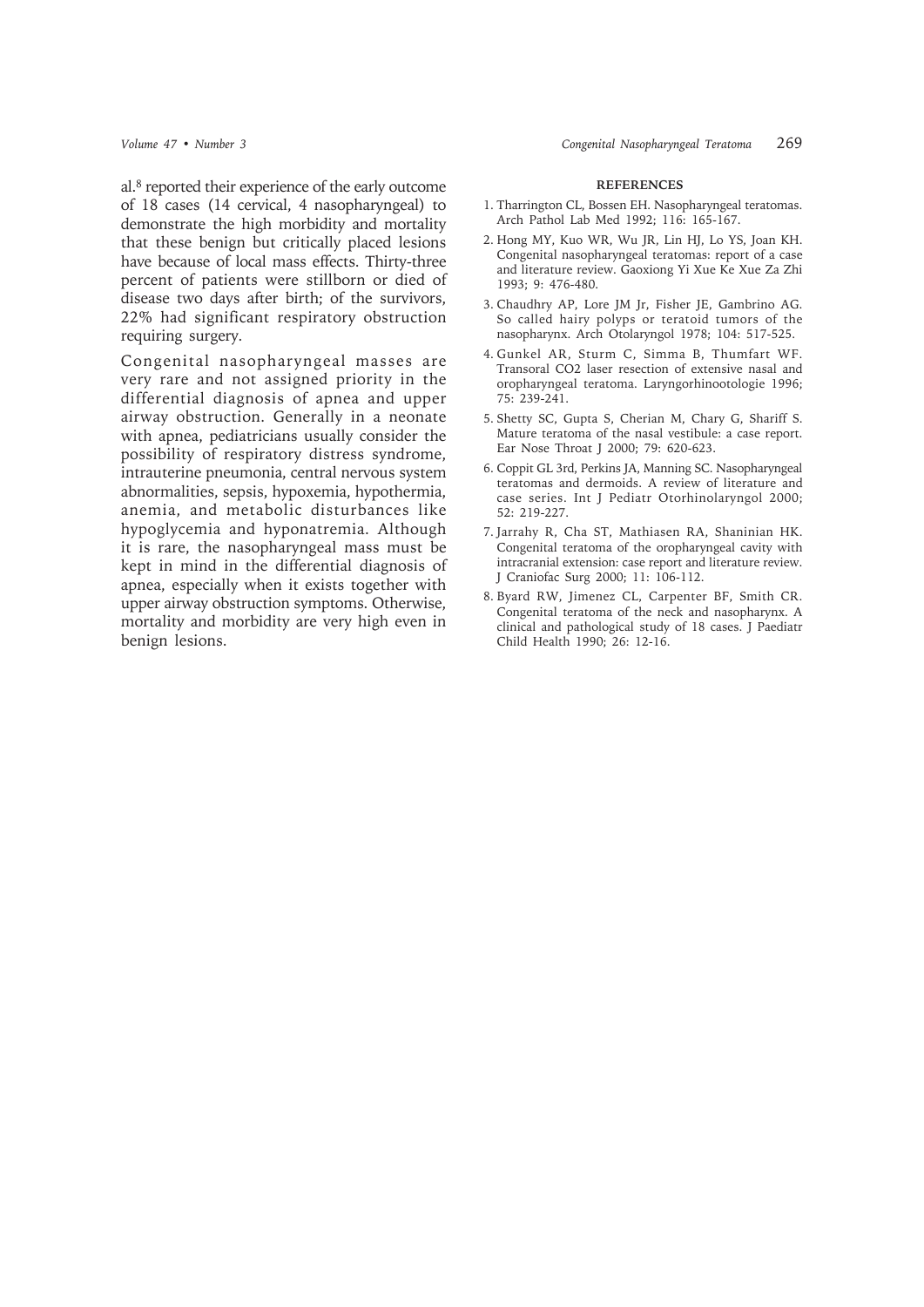al.[8] reported their experience of the early outcome of 18 cases (14 cervical, 4 nasopharyngeal) to demonstrate the high morbidity and mortality that these benign but critically placed lesions have because of local mass effects. Thirty-three percent of patients were stillborn or died of disease two days after birth; of the survivors, 22% had significant respiratory obstruction requiring surgery.

Congenital nasopharyngeal masses are very rare and not assigned priority in the differential diagnosis of apnea and upper airway obstruction. Generally in a neonate with apnea, pediatricians usually consider the possibility of respiratory distress syndrome, intrauterine pneumonia, central nervous system abnormalities, sepsis, hypoxemia, hypothermia, anemia, and metabolic disturbances like hypoglycemia and hyponatremia. Although it is rare, the nasopharyngeal mass must be kept in mind in the differential diagnosis of apnea, especially when it exists together with upper airway obstruction symptoms. Otherwise, mortality and morbidity are very high even in benign lesions.

## REFERENCES

1. Tharrington CL, Bossen EH. Nasopharyngeal teratomas. Arch Pathol Lab Med 1992; 116: 165-167.
2. Hong MY, Kuo WR, Wu JR, Lin HJ, Lo YS, Joan KH. Congenital nasopharyngeal teratomas: report of a case and literature review. Gaoxiong Yi Xue Ke Xue Za Zhi 1993; 9: 476-480.
3. Chaudhry AP, Lore JM Jr, Fisher JE, Gambrino AG. So called hairy polyps or teratoid tumors of the nasopharynx. Arch Otolaryngol 1978; 104: 517-525.
4. Gunkel AR, Sturm C, Simma B, Thumfart WF. Transoral CO2 laser resection of extensive nasal and oropharyngeal teratoma. Laryngorhinootologie 1996; 75: 239-241.
5. Shetty SC, Gupta S, Cherian M, Chary G, Shariff S. Mature teratoma of the nasal vestibule: a case report. Ear Nose Throat J 2000; 79: 620-623.
6. Coppit GL 3rd, Perkins JA, Manning SC. Nasopharyngeal teratomas and dermoids. A review of literature and case series. Int J Pediatr Otorhinolaryngol 2000; 52: 219-227.
7. Jarrahy R, Cha ST, Mathiasen RA, Shaninian HK. Congenital teratoma of the oropharyngeal cavity with intracranial extension: case report and literature review. J Craniofac Surg 2000; 11: 106-112.
8. Byard RW, Jimenez CL, Carpenter BF, Smith CR. Congenital teratoma of the neck and nasopharynx. A clinical and pathological study of 18 cases. J Paediatr Child Health 1990; 26: 12-16.